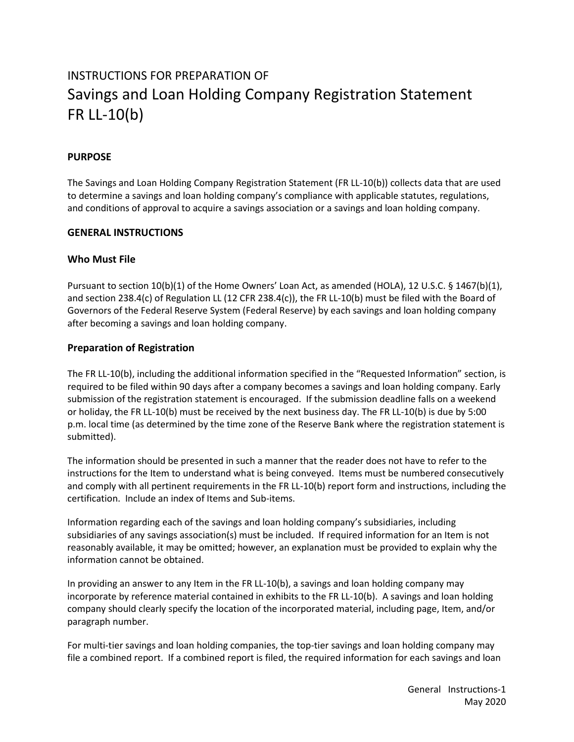# INSTRUCTIONS FOR PREPARATION OF Savings and Loan Holding Company Registration Statement FR LL-10(b)

## PURPOSE

The Savings and Loan Holding Company Registration Statement (FR LL-10(b)) collects data that are used to determine a savings and loan holding company's compliance with applicable statutes, regulations, and conditions of approval to acquire a savings association or a savings and loan holding company.

## GENERAL INSTRUCTIONS

### Who Must File

Pursuant to section 10(b)(1) of the Home Owners' Loan Act, as amended (HOLA), 12 U.S.C. § 1467(b)(1), and section 238.4(c) of Regulation LL (12 CFR 238.4(c)), the FR LL-10(b) must be filed with the Board of Governors of the Federal Reserve System (Federal Reserve) by each savings and loan holding company after becoming a savings and loan holding company.

### Preparation of Registration

The FR LL-10(b), including the additional information specified in the "Requested Information" section, is required to be filed within 90 days after a company becomes a savings and loan holding company. Early submission of the registration statement is encouraged. If the submission deadline falls on a weekend or holiday, the FR LL-10(b) must be received by the next business day. The FR LL-10(b) is due by 5:00 p.m. local time (as determined by the time zone of the Reserve Bank where the registration statement is submitted).

The information should be presented in such a manner that the reader does not have to refer to the instructions for the Item to understand what is being conveyed. Items must be numbered consecutively and comply with all pertinent requirements in the FR LL-10(b) report form and instructions, including the certification. Include an index of Items and Sub-items.

Information regarding each of the savings and loan holding company's subsidiaries, including subsidiaries of any savings association(s) must be included. If required information for an Item is not reasonably available, it may be omitted; however, an explanation must be provided to explain why the information cannot be obtained.

In providing an answer to any Item in the FR LL-10(b), a savings and loan holding company may incorporate by reference material contained in exhibits to the FR LL-10(b). A savings and loan holding company should clearly specify the location of the incorporated material, including page, Item, and/or paragraph number.

For multi-tier savings and loan holding companies, the top-tier savings and loan holding company may file a combined report. If a combined report is filed, the required information for each savings and loan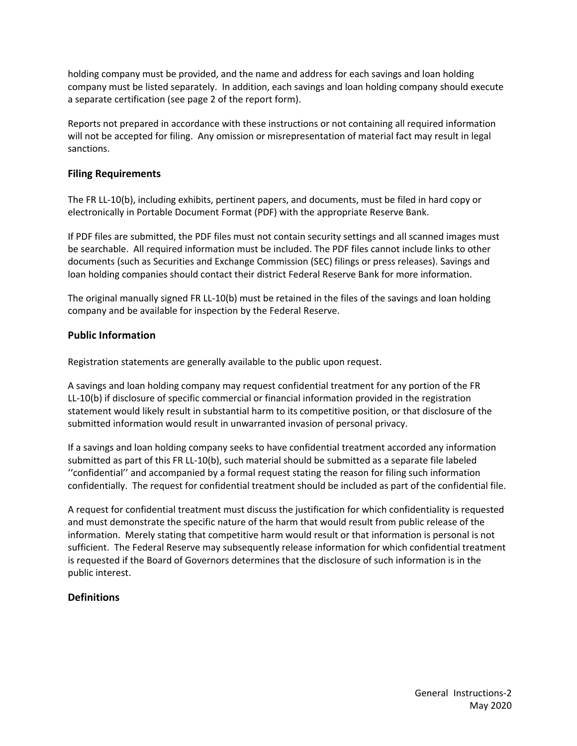holding company must be provided, and the name and address for each savings and loan holding company must be listed separately. In addition, each savings and loan holding company should execute a separate certification (see page 2 of the report form).

Reports not prepared in accordance with these instructions or not containing all required information will not be accepted for filing. Any omission or misrepresentation of material fact may result in legal sanctions.

## Filing Requirements

The FR LL-10(b), including exhibits, pertinent papers, and documents, must be filed in hard copy or electronically in Portable Document Format (PDF) with the appropriate Reserve Bank.

If PDF files are submitted, the PDF files must not contain security settings and all scanned images must be searchable. All required information must be included. The PDF files cannot include links to other documents (such as Securities and Exchange Commission (SEC) filings or press releases). Savings and loan holding companies should contact their district Federal Reserve Bank for more information.

The original manually signed FR LL-10(b) must be retained in the files of the savings and loan holding company and be available for inspection by the Federal Reserve.

## Public Information

Registration statements are generally available to the public upon request.

A savings and loan holding company may request confidential treatment for any portion of the FR LL-10(b) if disclosure of specific commercial or financial information provided in the registration statement would likely result in substantial harm to its competitive position, or that disclosure of the submitted information would result in unwarranted invasion of personal privacy.

If a savings and loan holding company seeks to have confidential treatment accorded any information submitted as part of this FR LL-10(b), such material should be submitted as a separate file labeled ''confidential'' and accompanied by a formal request stating the reason for filing such information confidentially. The request for confidential treatment should be included as part of the confidential file.

A request for confidential treatment must discuss the justification for which confidentiality is requested and must demonstrate the specific nature of the harm that would result from public release of the information. Merely stating that competitive harm would result or that information is personal is not sufficient. The Federal Reserve may subsequently release information for which confidential treatment is requested if the Board of Governors determines that the disclosure of such information is in the public interest.

## Definitions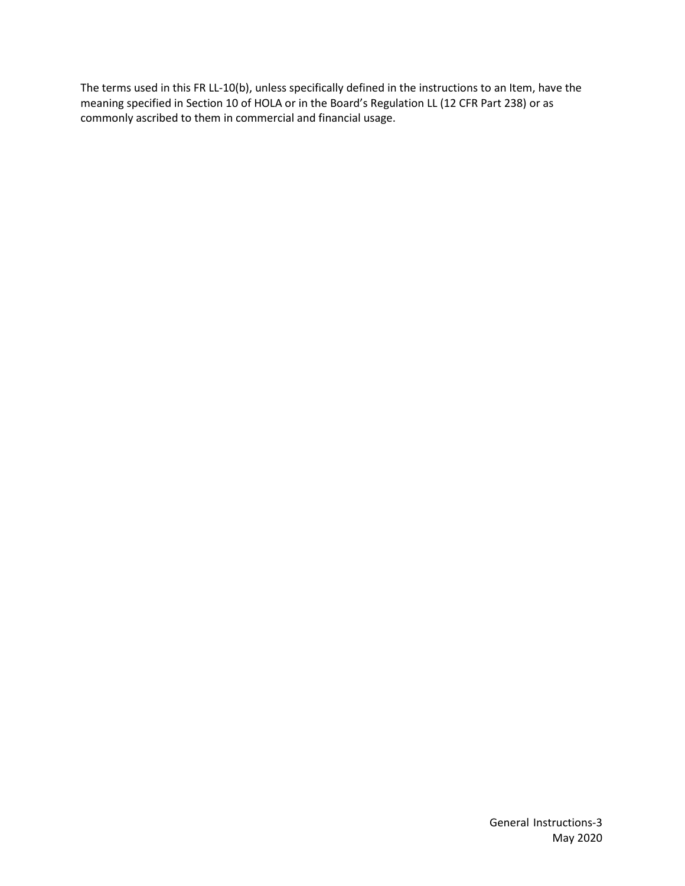The terms used in this FR LL-10(b), unless specifically defined in the instructions to an Item, have the meaning specified in Section 10 of HOLA or in the Board's Regulation LL (12 CFR Part 238) or as commonly ascribed to them in commercial and financial usage.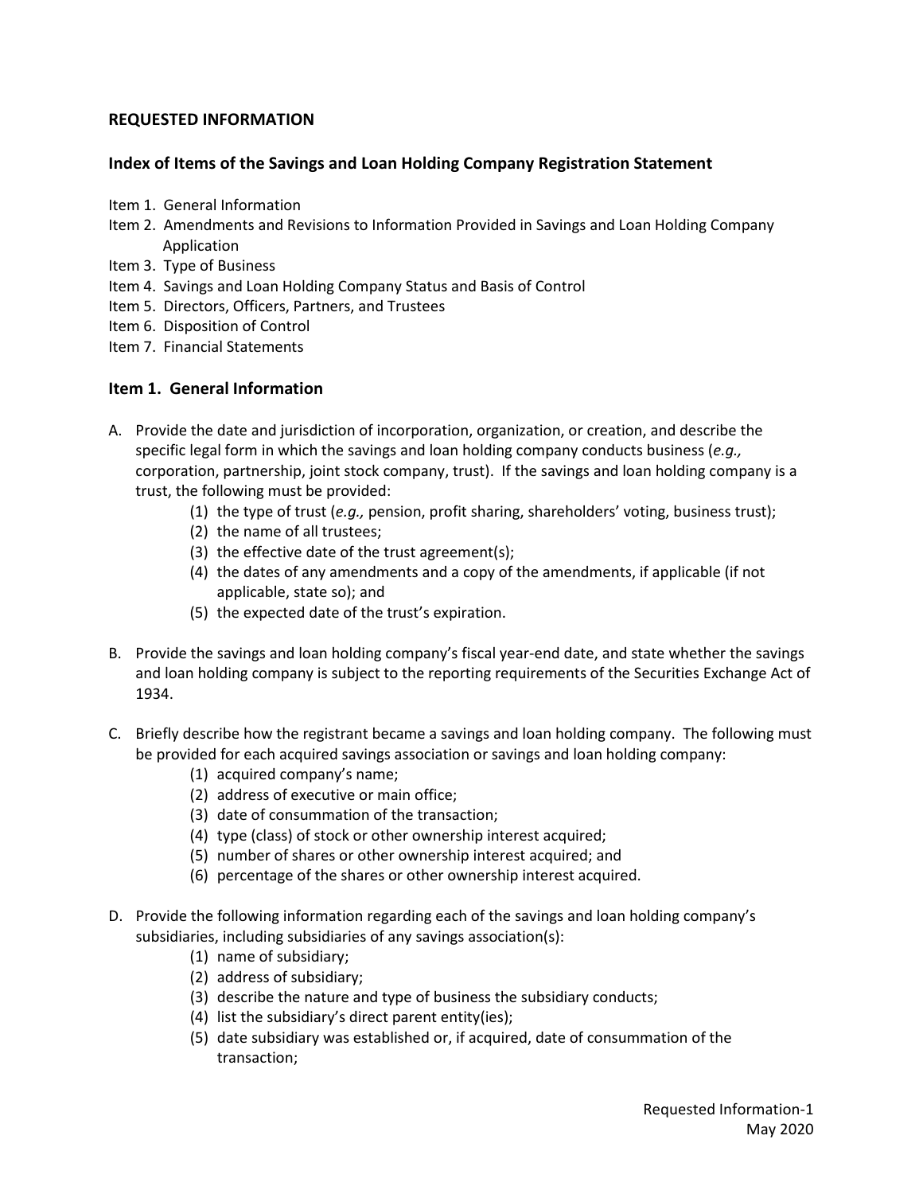## REQUESTED INFORMATION

### Index of Items of the Savings and Loan Holding Company Registration Statement

Item 1. General Information
Item 2. Amendments and Revisions to Information Provided in Savings and Loan Holding Company Application
Item 3. Type of Business
Item 4. Savings and Loan Holding Company Status and Basis of Control
Item 5. Directors, Officers, Partners, and Trustees
Item 6. Disposition of Control
Item 7. Financial Statements

### Item 1. General Information

A. Provide the date and jurisdiction of incorporation, organization, or creation, and describe the specific legal form in which the savings and loan holding company conducts business (*e.g.,* corporation, partnership, joint stock company, trust). If the savings and loan holding company is a trust, the following must be provided:
   1. the type of trust (*e.g.,* pension, profit sharing, shareholders' voting, business trust);
   2. the name of all trustees;
   3. the effective date of the trust agreement(s);
   4. the dates of any amendments and a copy of the amendments, if applicable (if not applicable, state so); and
   5. the expected date of the trust's expiration.

B. Provide the savings and loan holding company's fiscal year-end date, and state whether the savings and loan holding company is subject to the reporting requirements of the Securities Exchange Act of 1934.

C. Briefly describe how the registrant became a savings and loan holding company. The following must be provided for each acquired savings association or savings and loan holding company:
   1. acquired company's name;
   2. address of executive or main office;
   3. date of consummation of the transaction;
   4. type (class) of stock or other ownership interest acquired;
   5. number of shares or other ownership interest acquired; and
   6. percentage of the shares or other ownership interest acquired.

D. Provide the following information regarding each of the savings and loan holding company's subsidiaries, including subsidiaries of any savings association(s):
   1. name of subsidiary;
   2. address of subsidiary;
   3. describe the nature and type of business the subsidiary conducts;
   4. list the subsidiary's direct parent entity(ies);
   5. date subsidiary was established or, if acquired, date of consummation of the transaction;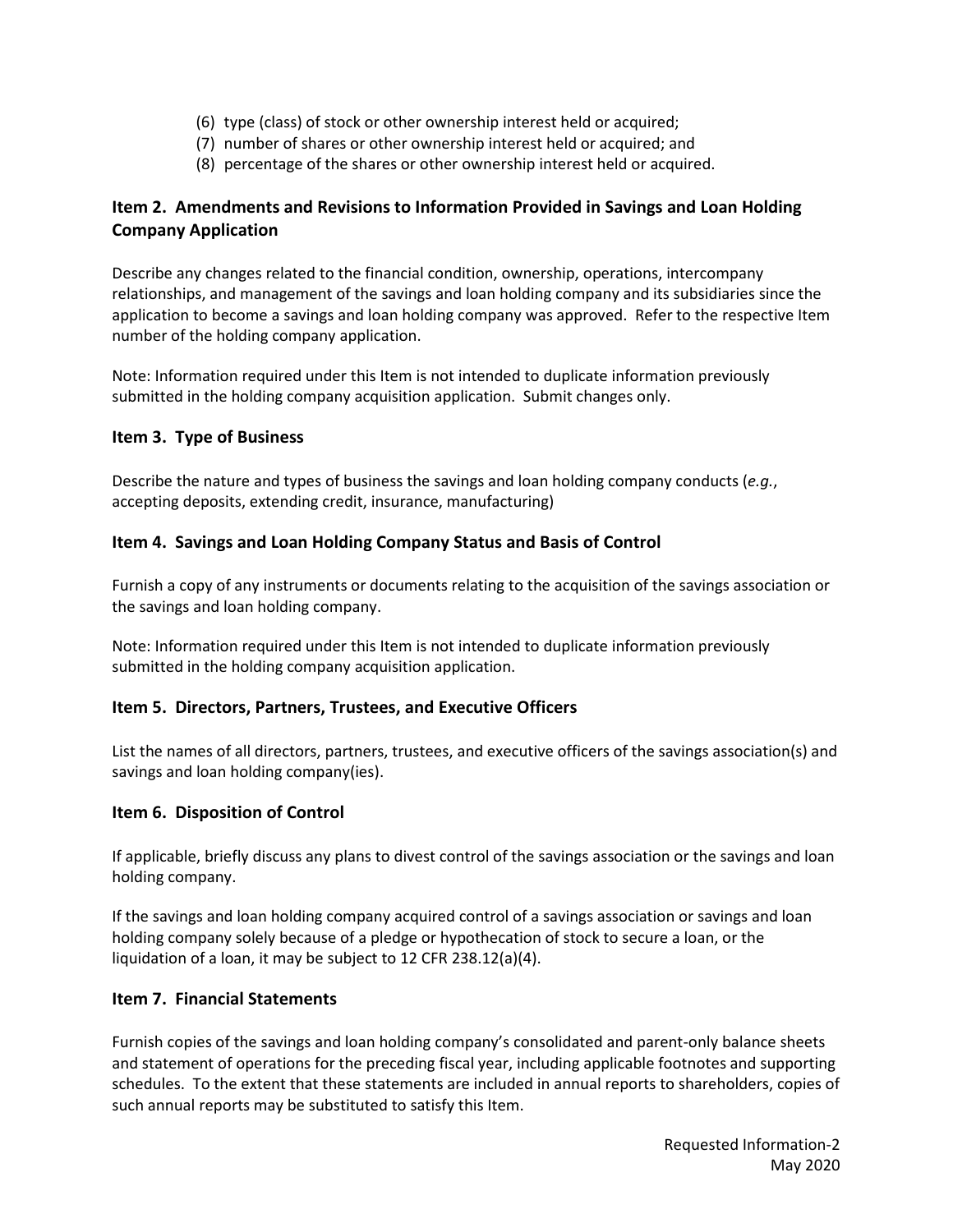(6) type (class) of stock or other ownership interest held or acquired;
(7) number of shares or other ownership interest held or acquired; and
(8) percentage of the shares or other ownership interest held or acquired.

### Item 2. Amendments and Revisions to Information Provided in Savings and Loan Holding Company Application

Describe any changes related to the financial condition, ownership, operations, intercompany relationships, and management of the savings and loan holding company and its subsidiaries since the application to become a savings and loan holding company was approved. Refer to the respective Item number of the holding company application.

Note: Information required under this Item is not intended to duplicate information previously submitted in the holding company acquisition application. Submit changes only.

### Item 3. Type of Business

Describe the nature and types of business the savings and loan holding company conducts (*e.g.*, accepting deposits, extending credit, insurance, manufacturing)

### Item 4. Savings and Loan Holding Company Status and Basis of Control

Furnish a copy of any instruments or documents relating to the acquisition of the savings association or the savings and loan holding company.

Note: Information required under this Item is not intended to duplicate information previously submitted in the holding company acquisition application.

### Item 5. Directors, Partners, Trustees, and Executive Officers

List the names of all directors, partners, trustees, and executive officers of the savings association(s) and savings and loan holding company(ies).

### Item 6. Disposition of Control

If applicable, briefly discuss any plans to divest control of the savings association or the savings and loan holding company.

If the savings and loan holding company acquired control of a savings association or savings and loan holding company solely because of a pledge or hypothecation of stock to secure a loan, or the liquidation of a loan, it may be subject to 12 CFR 238.12(a)(4).

### Item 7. Financial Statements

Furnish copies of the savings and loan holding company's consolidated and parent-only balance sheets and statement of operations for the preceding fiscal year, including applicable footnotes and supporting schedules. To the extent that these statements are included in annual reports to shareholders, copies of such annual reports may be substituted to satisfy this Item.